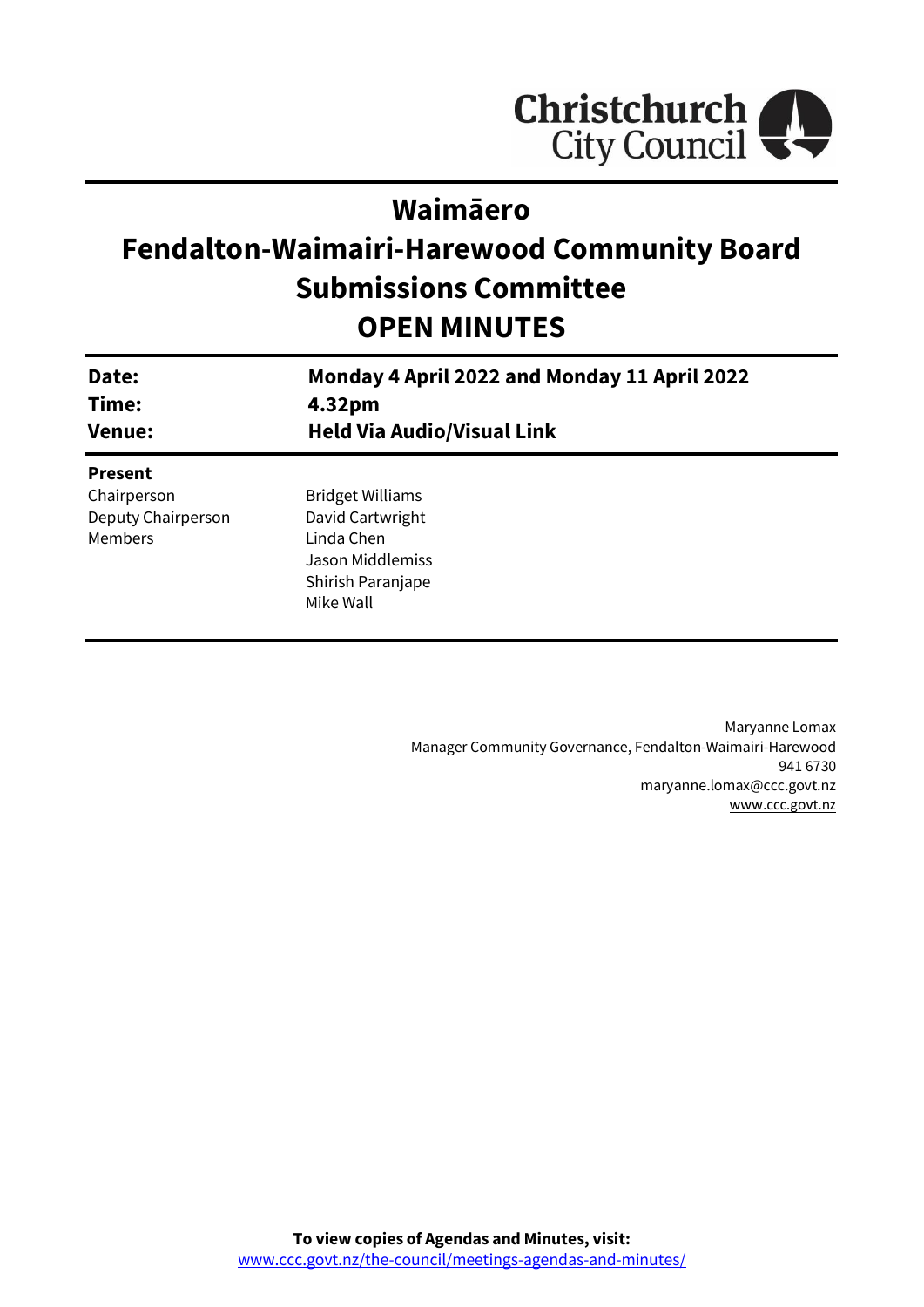Christchurch City Council

# Waimāero
# Fendalton-Waimairi-Harewood Community Board Submissions Committee
# OPEN MINUTES

| | |
|---|---|
| **Date:** | **Monday 4 April 2022 and Monday 11 April 2022** |
| **Time:** | **4.32pm** |
| **Venue:** | **Held Via Audio/Visual Link** |

**Present**

| | |
|---|---|
| Chairperson | Bridget Williams |
| Deputy Chairperson | David Cartwright |
| Members | Linda Chen |
| | Jason Middlemiss |
| | Shirish Paranjape |
| | Mike Wall |

Maryanne Lomax
Manager Community Governance, Fendalton-Waimairi-Harewood
941 6730
maryanne.lomax@ccc.govt.nz
www.ccc.govt.nz

**To view copies of Agendas and Minutes, visit:**
www.ccc.govt.nz/the-council/meetings-agendas-and-minutes/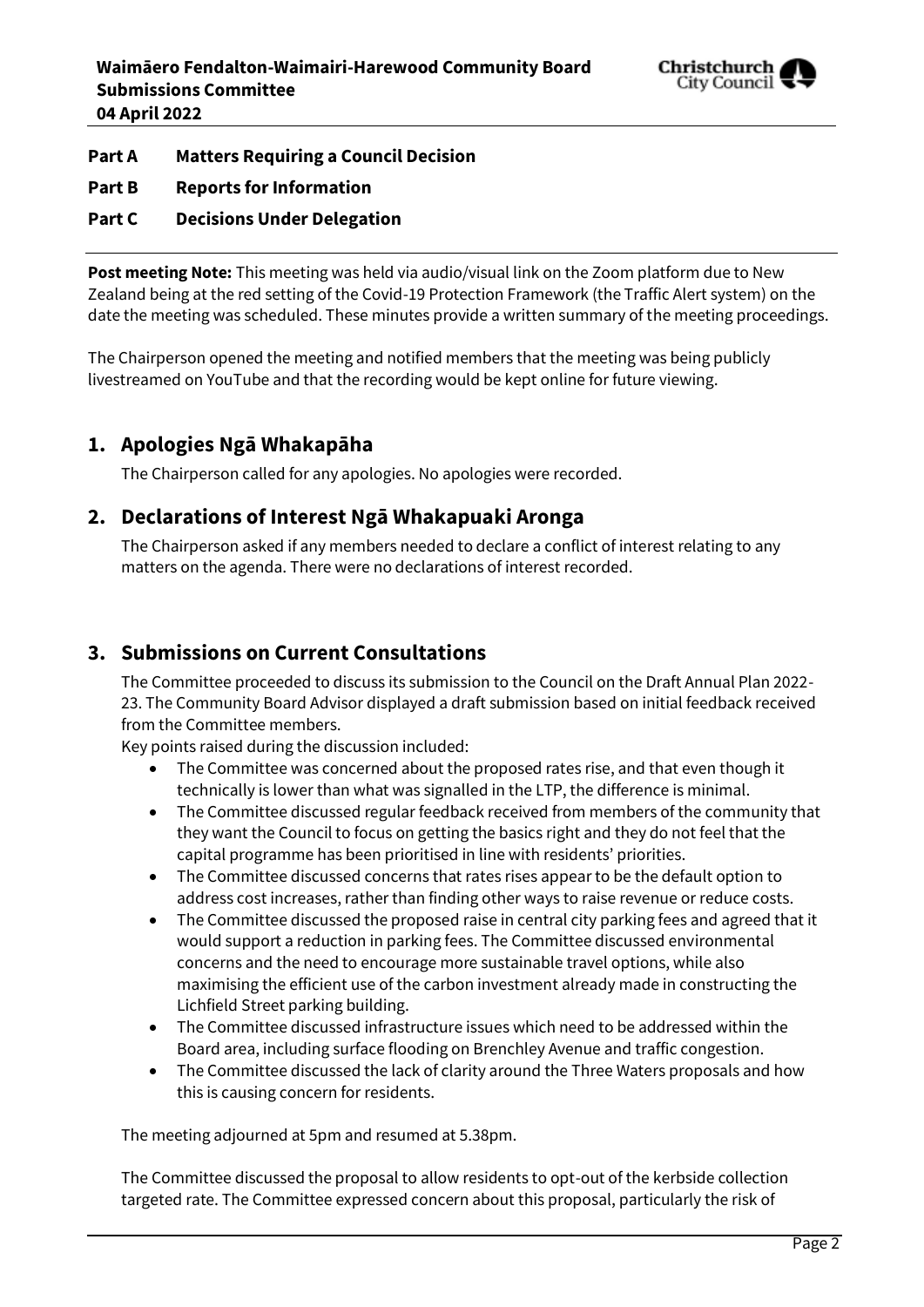**Part A Matters Requiring a Council Decision**

**Part B Reports for Information**

**Part C Decisions Under Delegation**

**Post meeting Note:** This meeting was held via audio/visual link on the Zoom platform due to New Zealand being at the red setting of the Covid-19 Protection Framework (the Traffic Alert system) on the date the meeting was scheduled. These minutes provide a written summary of the meeting proceedings.

The Chairperson opened the meeting and notified members that the meeting was being publicly livestreamed on YouTube and that the recording would be kept online for future viewing.

## 1. Apologies Ngā Whakapāha

The Chairperson called for any apologies. No apologies were recorded.

## 2. Declarations of Interest Ngā Whakapuaki Aronga

The Chairperson asked if any members needed to declare a conflict of interest relating to any matters on the agenda. There were no declarations of interest recorded.

## 3. Submissions on Current Consultations

The Committee proceeded to discuss its submission to the Council on the Draft Annual Plan 2022-23. The Community Board Advisor displayed a draft submission based on initial feedback received from the Committee members.

Key points raised during the discussion included:

- The Committee was concerned about the proposed rates rise, and that even though it technically is lower than what was signalled in the LTP, the difference is minimal.
- The Committee discussed regular feedback received from members of the community that they want the Council to focus on getting the basics right and they do not feel that the capital programme has been prioritised in line with residents' priorities.
- The Committee discussed concerns that rates rises appear to be the default option to address cost increases, rather than finding other ways to raise revenue or reduce costs.
- The Committee discussed the proposed raise in central city parking fees and agreed that it would support a reduction in parking fees. The Committee discussed environmental concerns and the need to encourage more sustainable travel options, while also maximising the efficient use of the carbon investment already made in constructing the Lichfield Street parking building.
- The Committee discussed infrastructure issues which need to be addressed within the Board area, including surface flooding on Brenchley Avenue and traffic congestion.
- The Committee discussed the lack of clarity around the Three Waters proposals and how this is causing concern for residents.

The meeting adjourned at 5pm and resumed at 5.38pm.

The Committee discussed the proposal to allow residents to opt-out of the kerbside collection targeted rate. The Committee expressed concern about this proposal, particularly the risk of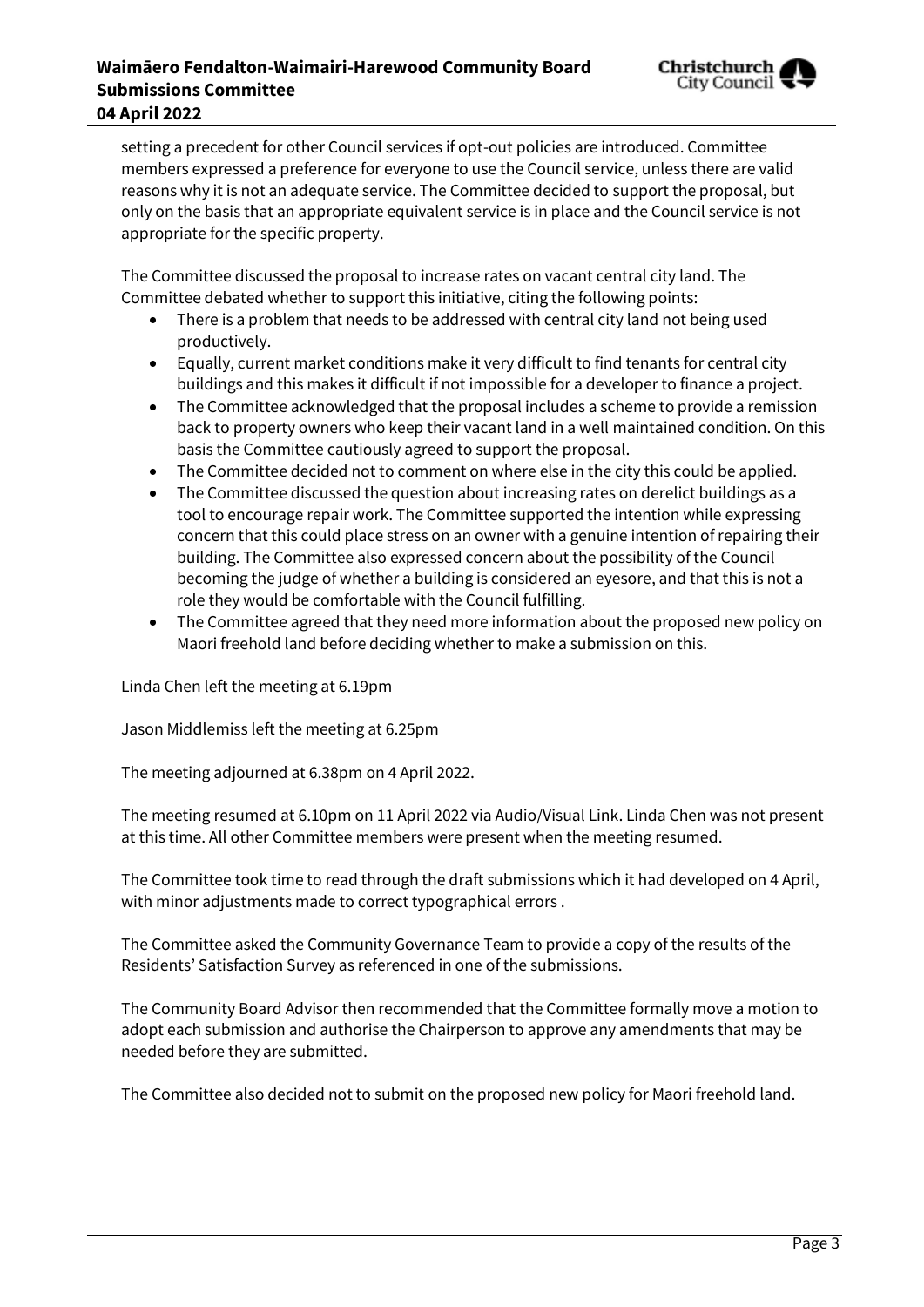setting a precedent for other Council services if opt-out policies are introduced. Committee members expressed a preference for everyone to use the Council service, unless there are valid reasons why it is not an adequate service. The Committee decided to support the proposal, but only on the basis that an appropriate equivalent service is in place and the Council service is not appropriate for the specific property.

The Committee discussed the proposal to increase rates on vacant central city land. The Committee debated whether to support this initiative, citing the following points:

- There is a problem that needs to be addressed with central city land not being used productively.
- Equally, current market conditions make it very difficult to find tenants for central city buildings and this makes it difficult if not impossible for a developer to finance a project.
- The Committee acknowledged that the proposal includes a scheme to provide a remission back to property owners who keep their vacant land in a well maintained condition. On this basis the Committee cautiously agreed to support the proposal.
- The Committee decided not to comment on where else in the city this could be applied.
- The Committee discussed the question about increasing rates on derelict buildings as a tool to encourage repair work. The Committee supported the intention while expressing concern that this could place stress on an owner with a genuine intention of repairing their building. The Committee also expressed concern about the possibility of the Council becoming the judge of whether a building is considered an eyesore, and that this is not a role they would be comfortable with the Council fulfilling.
- The Committee agreed that they need more information about the proposed new policy on Maori freehold land before deciding whether to make a submission on this.

Linda Chen left the meeting at 6.19pm

Jason Middlemiss left the meeting at 6.25pm

The meeting adjourned at 6.38pm on 4 April 2022.

The meeting resumed at 6.10pm on 11 April 2022 via Audio/Visual Link. Linda Chen was not present at this time. All other Committee members were present when the meeting resumed.

The Committee took time to read through the draft submissions which it had developed on 4 April, with minor adjustments made to correct typographical errors .

The Committee asked the Community Governance Team to provide a copy of the results of the Residents' Satisfaction Survey as referenced in one of the submissions.

The Community Board Advisor then recommended that the Committee formally move a motion to adopt each submission and authorise the Chairperson to approve any amendments that may be needed before they are submitted.

The Committee also decided not to submit on the proposed new policy for Maori freehold land.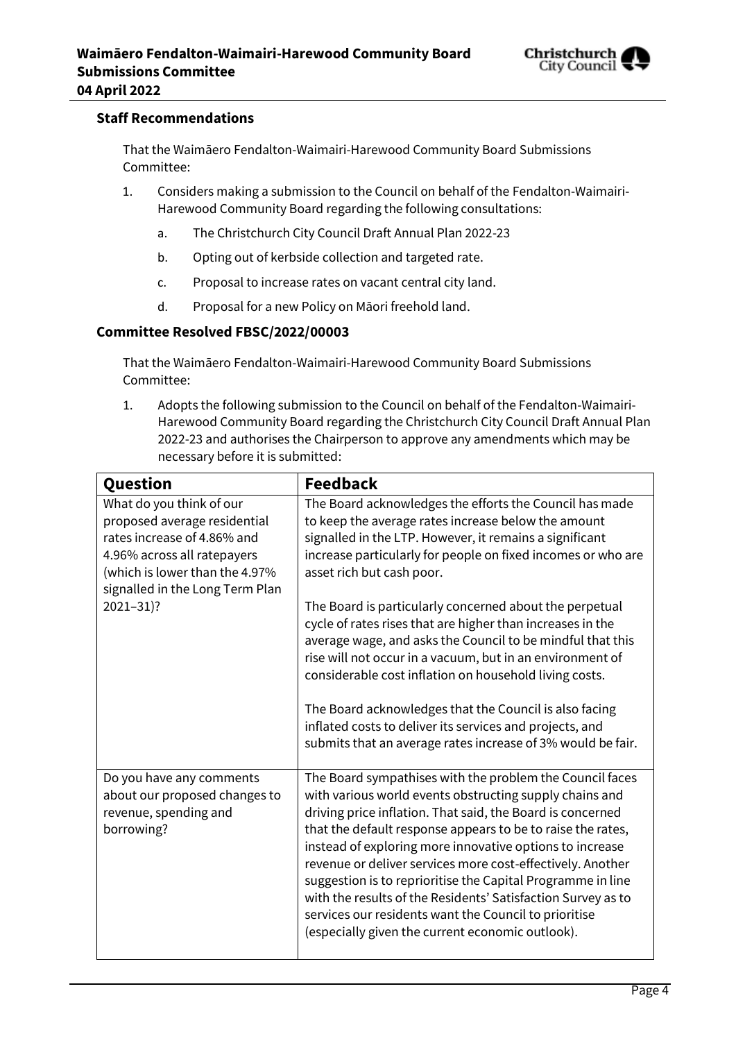### Staff Recommendations

That the Waimāero Fendalton-Waimairi-Harewood Community Board Submissions Committee:

1. Considers making a submission to the Council on behalf of the Fendalton-Waimairi-Harewood Community Board regarding the following consultations:
    a. The Christchurch City Council Draft Annual Plan 2022-23
    b. Opting out of kerbside collection and targeted rate.
    c. Proposal to increase rates on vacant central city land.
    d. Proposal for a new Policy on Māori freehold land.

### Committee Resolved FBSC/2022/00003

That the Waimāero Fendalton-Waimairi-Harewood Community Board Submissions Committee:

1. Adopts the following submission to the Council on behalf of the Fendalton-Waimairi-Harewood Community Board regarding the Christchurch City Council Draft Annual Plan 2022-23 and authorises the Chairperson to approve any amendments which may be necessary before it is submitted:

| Question | Feedback |
|---|---|
| What do you think of our proposed average residential rates increase of 4.86% and 4.96% across all ratepayers (which is lower than the 4.97% signalled in the Long Term Plan 2021–31)? | The Board acknowledges the efforts the Council has made to keep the average rates increase below the amount signalled in the LTP. However, it remains a significant increase particularly for people on fixed incomes or who are asset rich but cash poor.<br><br>The Board is particularly concerned about the perpetual cycle of rates rises that are higher than increases in the average wage, and asks the Council to be mindful that this rise will not occur in a vacuum, but in an environment of considerable cost inflation on household living costs.<br><br>The Board acknowledges that the Council is also facing inflated costs to deliver its services and projects, and submits that an average rates increase of 3% would be fair. |
| Do you have any comments about our proposed changes to revenue, spending and borrowing? | The Board sympathises with the problem the Council faces with various world events obstructing supply chains and driving price inflation. That said, the Board is concerned that the default response appears to be to raise the rates, instead of exploring more innovative options to increase revenue or deliver services more cost-effectively. Another suggestion is to reprioritise the Capital Programme in line with the results of the Residents' Satisfaction Survey as to services our residents want the Council to prioritise (especially given the current economic outlook). |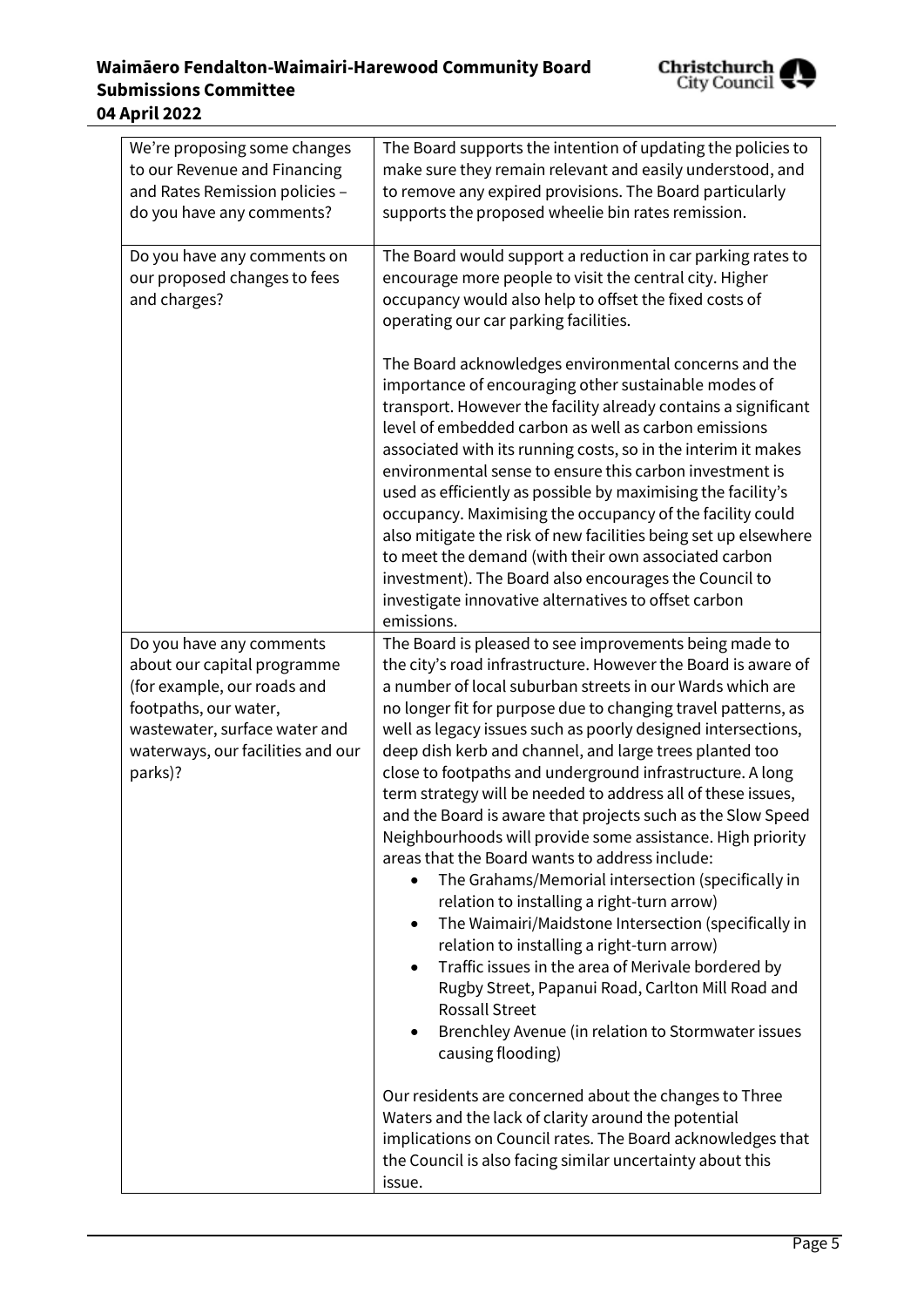| We're proposing some changes to our Revenue and Financing and Rates Remission policies – do you have any comments? | The Board supports the intention of updating the policies to make sure they remain relevant and easily understood, and to remove any expired provisions. The Board particularly supports the proposed wheelie bin rates remission. |
|---|---|
| Do you have any comments on our proposed changes to fees and charges? | The Board would support a reduction in car parking rates to encourage more people to visit the central city. Higher occupancy would also help to offset the fixed costs of operating our car parking facilities.<br><br>The Board acknowledges environmental concerns and the importance of encouraging other sustainable modes of transport. However the facility already contains a significant level of embedded carbon as well as carbon emissions associated with its running costs, so in the interim it makes environmental sense to ensure this carbon investment is used as efficiently as possible by maximising the facility's occupancy. Maximising the occupancy of the facility could also mitigate the risk of new facilities being set up elsewhere to meet the demand (with their own associated carbon investment). The Board also encourages the Council to investigate innovative alternatives to offset carbon emissions. |
| Do you have any comments about our capital programme (for example, our roads and footpaths, our water, wastewater, surface water and waterways, our facilities and our parks)? | The Board is pleased to see improvements being made to the city's road infrastructure. However the Board is aware of a number of local suburban streets in our Wards which are no longer fit for purpose due to changing travel patterns, as well as legacy issues such as poorly designed intersections, deep dish kerb and channel, and large trees planted too close to footpaths and underground infrastructure. A long term strategy will be needed to address all of these issues, and the Board is aware that projects such as the Slow Speed Neighbourhoods will provide some assistance. High priority areas that the Board wants to address include:<br>• The Grahams/Memorial intersection (specifically in relation to installing a right-turn arrow)<br>• The Waimairi/Maidstone Intersection (specifically in relation to installing a right-turn arrow)<br>• Traffic issues in the area of Merivale bordered by Rugby Street, Papanui Road, Carlton Mill Road and Rossall Street<br>• Brenchley Avenue (in relation to Stormwater issues causing flooding)<br><br>Our residents are concerned about the changes to Three Waters and the lack of clarity around the potential implications on Council rates. The Board acknowledges that the Council is also facing similar uncertainty about this issue. |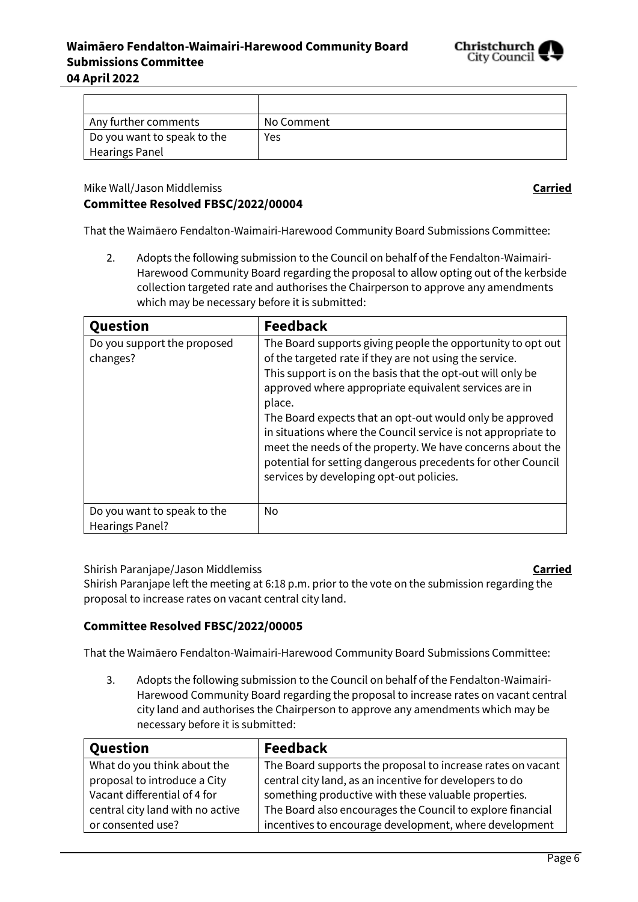| | |
|---|---|
| Any further comments | No Comment |
| Do you want to speak to the Hearings Panel | Yes |

Mike Wall/Jason Middlemiss **Carried**

**Committee Resolved FBSC/2022/00004**

That the Waimāero Fendalton-Waimairi-Harewood Community Board Submissions Committee:

2. Adopts the following submission to the Council on behalf of the Fendalton-Waimairi-Harewood Community Board regarding the proposal to allow opting out of the kerbside collection targeted rate and authorises the Chairperson to approve any amendments which may be necessary before it is submitted:

| Question | Feedback |
|---|---|
| Do you support the proposed changes? | The Board supports giving people the opportunity to opt out of the targeted rate if they are not using the service.<br>This support is on the basis that the opt-out will only be approved where appropriate equivalent services are in place.<br>The Board expects that an opt-out would only be approved in situations where the Council service is not appropriate to meet the needs of the property. We have concerns about the potential for setting dangerous precedents for other Council services by developing opt-out policies. |
| Do you want to speak to the Hearings Panel? | No |

Shirish Paranjape/Jason Middlemiss **Carried**

Shirish Paranjape left the meeting at 6:18 p.m. prior to the vote on the submission regarding the proposal to increase rates on vacant central city land.

**Committee Resolved FBSC/2022/00005**

That the Waimāero Fendalton-Waimairi-Harewood Community Board Submissions Committee:

3. Adopts the following submission to the Council on behalf of the Fendalton-Waimairi-Harewood Community Board regarding the proposal to increase rates on vacant central city land and authorises the Chairperson to approve any amendments which may be necessary before it is submitted:

| Question | Feedback |
|---|---|
| What do you think about the proposal to introduce a City Vacant differential of 4 for central city land with no active or consented use? | The Board supports the proposal to increase rates on vacant central city land, as an incentive for developers to do something productive with these valuable properties.<br>The Board also encourages the Council to explore financial incentives to encourage development, where development |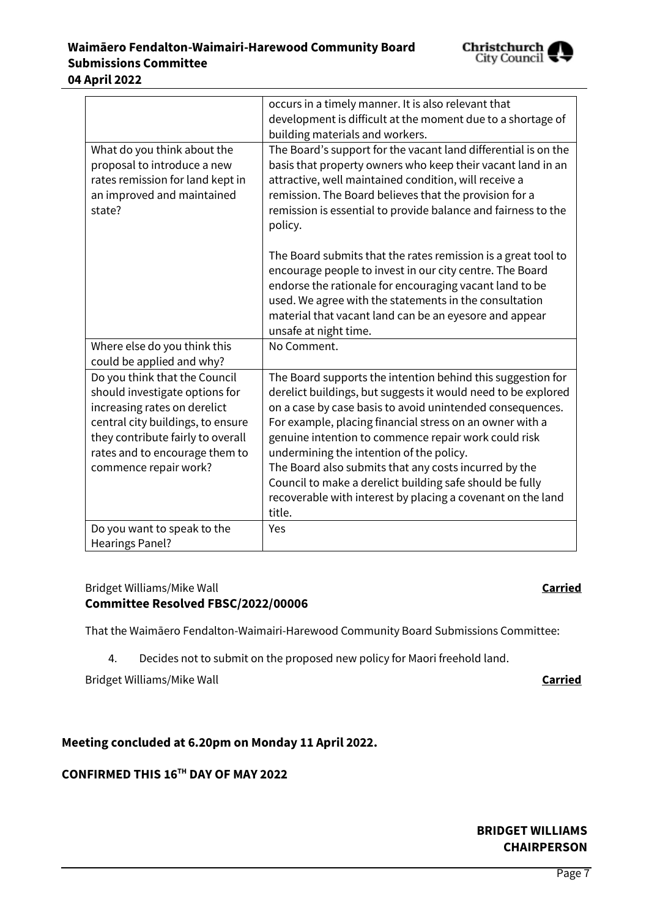| | |
|---|---|
| | occurs in a timely manner. It is also relevant that development is difficult at the moment due to a shortage of building materials and workers. |
| What do you think about the proposal to introduce a new rates remission for land kept in an improved and maintained state? | The Board's support for the vacant land differential is on the basis that property owners who keep their vacant land in an attractive, well maintained condition, will receive a remission. The Board believes that the provision for a remission is essential to provide balance and fairness to the policy.<br><br>The Board submits that the rates remission is a great tool to encourage people to invest in our city centre. The Board endorse the rationale for encouraging vacant land to be used. We agree with the statements in the consultation material that vacant land can be an eyesore and appear unsafe at night time. |
| Where else do you think this could be applied and why? | No Comment. |
| Do you think that the Council should investigate options for increasing rates on derelict central city buildings, to ensure they contribute fairly to overall rates and to encourage them to commence repair work? | The Board supports the intention behind this suggestion for derelict buildings, but suggests it would need to be explored on a case by case basis to avoid unintended consequences. For example, placing financial stress on an owner with a genuine intention to commence repair work could risk undermining the intention of the policy.<br>The Board also submits that any costs incurred by the Council to make a derelict building safe should be fully recoverable with interest by placing a covenant on the land title. |
| Do you want to speak to the Hearings Panel? | Yes |

Bridget Williams/Mike Wall **Carried**

**Committee Resolved FBSC/2022/00006**

That the Waimāero Fendalton-Waimairi-Harewood Community Board Submissions Committee:

4. Decides not to submit on the proposed new policy for Maori freehold land.

Bridget Williams/Mike Wall **Carried**

**Meeting concluded at 6.20pm on Monday 11 April 2022.**

**CONFIRMED THIS 16TH DAY OF MAY 2022**

**BRIDGET WILLIAMS**
**CHAIRPERSON**